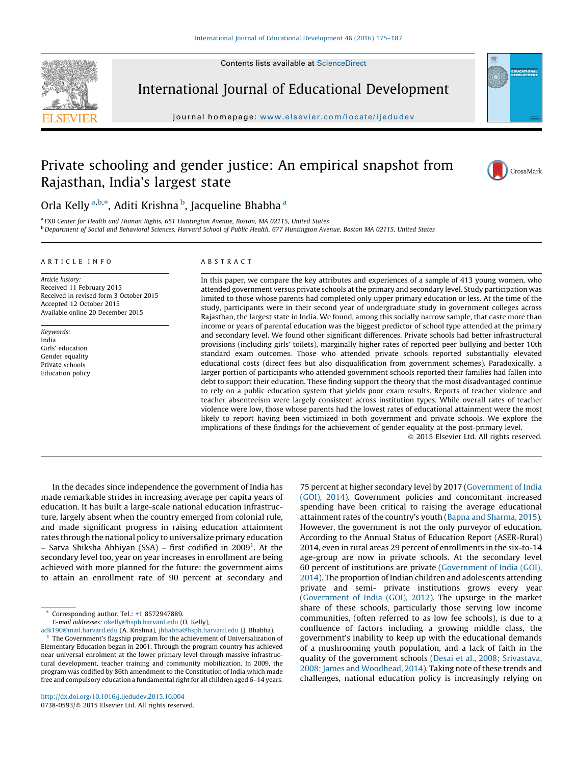# Private schooling and gender justice: An empirical snapshot from Rajasthan, India's largest state

Orla Kelly[a,b,*], Aditi Krishna[b], Jacqueline Bhabha[a]

[a] FXB Center for Health and Human Rights, 651 Huntington Avenue, Boston, MA 02115, United States
[b] Department of Social and Behavioral Sciences, Harvard School of Public Health, 677 Huntington Avenue, Boston MA 02115, United States

## ARTICLE INFO

*Article history:*
Received 11 February 2015
Received in revised form 3 October 2015
Accepted 12 October 2015
Available online 20 December 2015

*Keywords:*
India
Girls' education
Gender equality
Private schools
Education policy

## ABSTRACT

In this paper, we compare the key attributes and experiences of a sample of 413 young women, who attended government versus private schools at the primary and secondary level. Study participation was limited to those whose parents had completed only upper primary education or less. At the time of the study, participants were in their second year of undergraduate study in government colleges across Rajasthan, the largest state in India. We found, among this socially narrow sample, that caste more than income or years of parental education was the biggest predictor of school type attended at the primary and secondary level. We found other significant differences. Private schools had better infrastructural provisions (including girls' toilets), marginally higher rates of reported peer bullying and better 10th standard exam outcomes. Those who attended private schools reported substantially elevated educational costs (direct fees but also disqualification from government schemes). Paradoxically, a larger portion of participants who attended government schools reported their families had fallen into debt to support their education. These finding support the theory that the most disadvantaged continue to rely on a public education system that yields poor exam results. Reports of teacher violence and teacher absenteeism were largely consistent across institution types. While overall rates of teacher violence were low, those whose parents had the lowest rates of educational attainment were the most likely to report having been victimized in both government and private schools. We explore the implications of these findings for the achievement of gender equality at the post-primary level.

© 2015 Elsevier Ltd. All rights reserved.

In the decades since independence the government of India has made remarkable strides in increasing average per capita years of education. It has built a large-scale national education infrastructure, largely absent when the country emerged from colonial rule, and made significant progress in raising education attainment rates through the national policy to universalize primary education – Sarva Shiksha Abhiyan (SSA) – first codified in 2009[1]. At the secondary level too, year on year increases in enrollment are being achieved with more planned for the future: the government aims to attain an enrollment rate of 90 percent at secondary and 75 percent at higher secondary level by 2017 (Government of India (GOI), 2014). Government policies and concomitant increased spending have been critical to raising the average educational attainment rates of the country's youth (Bapna and Sharma, 2015). However, the government is not the only purveyor of education. According to the Annual Status of Education Report (ASER-Rural) 2014, even in rural areas 29 percent of enrollments in the six-to-14 age-group are now in private schools. At the secondary level 60 percent of institutions are private (Government of India (GOI), 2014). The proportion of Indian children and adolescents attending private and semi- private institutions grows every year (Government of India (GOI), 2012). The upsurge in the market share of these schools, particularly those serving low income communities, (often referred to as low fee schools), is due to a confluence of factors including a growing middle class, the government's inability to keep up with the educational demands of a mushrooming youth population, and a lack of faith in the quality of the government schools (Desai et al., 2008; Srivastava, 2008; James and Woodhead, 2014). Taking note of these trends and challenges, national education policy is increasingly relying on

* Corresponding author. Tel.: +1 8572947889.
E-mail addresses: okelly@hsph.harvard.edu (O. Kelly), adk190@mail.harvard.edu (A. Krishna), jbhabha@hsph.harvard.edu (J. Bhabha).

[1] The Government's flagship program for the achievement of Universalization of Elementary Education began in 2001. Through the program country has achieved near universal enrolment at the lower primary level through massive infrastructural development, teacher training and community mobilization. In 2009, the program was codified by 86th amendment to the Constitution of India which made free and compulsory education a fundamental right for all children aged 6–14 years.

http://dx.doi.org/10.1016/j.ijedudev.2015.10.004
0738-0593/© 2015 Elsevier Ltd. All rights reserved.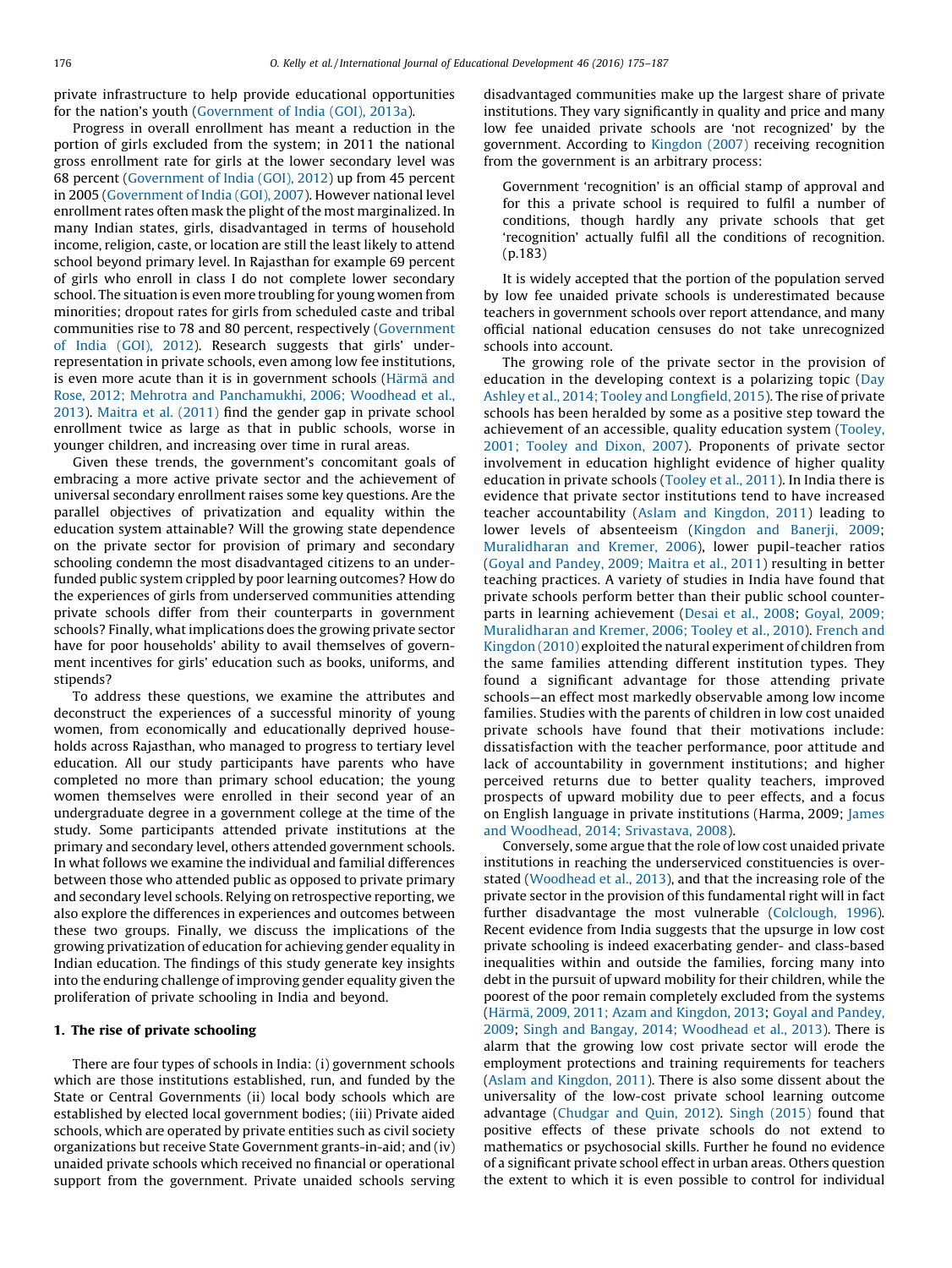private infrastructure to help provide educational opportunities for the nation's youth (Government of India (GOI), 2013a).

Progress in overall enrollment has meant a reduction in the portion of girls excluded from the system; in 2011 the national gross enrollment rate for girls at the lower secondary level was 68 percent (Government of India (GOI), 2012) up from 45 percent in 2005 (Government of India (GOI), 2007). However national level enrollment rates often mask the plight of the most marginalized. In many Indian states, girls, disadvantaged in terms of household income, religion, caste, or location are still the least likely to attend school beyond primary level. In Rajasthan for example 69 percent of girls who enroll in class I do not complete lower secondary school. The situation is even more troubling for young women from minorities; dropout rates for girls from scheduled caste and tribal communities rise to 78 and 80 percent, respectively (Government of India (GOI), 2012). Research suggests that girls' under-representation in private schools, even among low fee institutions, is even more acute than it is in government schools (Härmä and Rose, 2012; Mehrotra and Panchamukhi, 2006; Woodhead et al., 2013). Maitra et al. (2011) find the gender gap in private school enrollment twice as large as that in public schools, worse in younger children, and increasing over time in rural areas.

Given these trends, the government's concomitant goals of embracing a more active private sector and the achievement of universal secondary enrollment raises some key questions. Are the parallel objectives of privatization and equality within the education system attainable? Will the growing state dependence on the private sector for provision of primary and secondary schooling condemn the most disadvantaged citizens to an under-funded public system crippled by poor learning outcomes? How do the experiences of girls from underserved communities attending private schools differ from their counterparts in government schools? Finally, what implications does the growing private sector have for poor households' ability to avail themselves of government incentives for girls' education such as books, uniforms, and stipends?

To address these questions, we examine the attributes and deconstruct the experiences of a successful minority of young women, from economically and educationally deprived households across Rajasthan, who managed to progress to tertiary level education. All our study participants have parents who have completed no more than primary school education; the young women themselves were enrolled in their second year of an undergraduate degree in a government college at the time of the study. Some participants attended private institutions at the primary and secondary level, others attended government schools. In what follows we examine the individual and familial differences between those who attended public as opposed to private primary and secondary level schools. Relying on retrospective reporting, we also explore the differences in experiences and outcomes between these two groups. Finally, we discuss the implications of the growing privatization of education for achieving gender equality in Indian education. The findings of this study generate key insights into the enduring challenge of improving gender equality given the proliferation of private schooling in India and beyond.

## 1. The rise of private schooling

There are four types of schools in India: (i) government schools which are those institutions established, run, and funded by the State or Central Governments (ii) local body schools which are established by elected local government bodies; (iii) Private aided schools, which are operated by private entities such as civil society organizations but receive State Government grants-in-aid; and (iv) unaided private schools which received no financial or operational support from the government. Private unaided schools serving disadvantaged communities make up the largest share of private institutions. They vary significantly in quality and price and many low fee unaided private schools are 'not recognized' by the government. According to Kingdon (2007) receiving recognition from the government is an arbitrary process:

> Government 'recognition' is an official stamp of approval and for this a private school is required to fulfil a number of conditions, though hardly any private schools that get 'recognition' actually fulfil all the conditions of recognition. (p.183)

It is widely accepted that the portion of the population served by low fee unaided private schools is underestimated because teachers in government schools over report attendance, and many official national education censuses do not take unrecognized schools into account.

The growing role of the private sector in the provision of education in the developing context is a polarizing topic (Day Ashley et al., 2014; Tooley and Longfield, 2015). The rise of private schools has been heralded by some as a positive step toward the achievement of an accessible, quality education system (Tooley, 2001; Tooley and Dixon, 2007). Proponents of private sector involvement in education highlight evidence of higher quality education in private schools (Tooley et al., 2011). In India there is evidence that private sector institutions tend to have increased teacher accountability (Aslam and Kingdon, 2011) leading to lower levels of absenteeism (Kingdon and Banerji, 2009; Muralidharan and Kremer, 2006), lower pupil-teacher ratios (Goyal and Pandey, 2009; Maitra et al., 2011) resulting in better teaching practices. A variety of studies in India have found that private schools perform better than their public school counterparts in learning achievement (Desai et al., 2008; Goyal, 2009; Muralidharan and Kremer, 2006; Tooley et al., 2010). French and Kingdon (2010) exploited the natural experiment of children from the same families attending different institution types. They found a significant advantage for those attending private schools—an effect most markedly observable among low income families. Studies with the parents of children in low cost unaided private schools have found that their motivations include: dissatisfaction with the teacher performance, poor attitude and lack of accountability in government institutions; and higher perceived returns due to better quality teachers, improved prospects of upward mobility due to peer effects, and a focus on English language in private institutions (Harma, 2009; James and Woodhead, 2014; Srivastava, 2008).

Conversely, some argue that the role of low cost unaided private institutions in reaching the underserviced constituencies is overstated (Woodhead et al., 2013), and that the increasing role of the private sector in the provision of this fundamental right will in fact further disadvantage the most vulnerable (Colclough, 1996). Recent evidence from India suggests that the upsurge in low cost private schooling is indeed exacerbating gender- and class-based inequalities within and outside the families, forcing many into debt in the pursuit of upward mobility for their children, while the poorest of the poor remain completely excluded from the systems (Härmä, 2009, 2011; Azam and Kingdon, 2013; Goyal and Pandey, 2009; Singh and Bangay, 2014; Woodhead et al., 2013). There is alarm that the growing low cost private sector will erode the employment protections and training requirements for teachers (Aslam and Kingdon, 2011). There is also some dissent about the universality of the low-cost private school learning outcome advantage (Chudgar and Quin, 2012). Singh (2015) found that positive effects of these private schools do not extend to mathematics or psychosocial skills. Further he found no evidence of a significant private school effect in urban areas. Others question the extent to which it is even possible to control for individual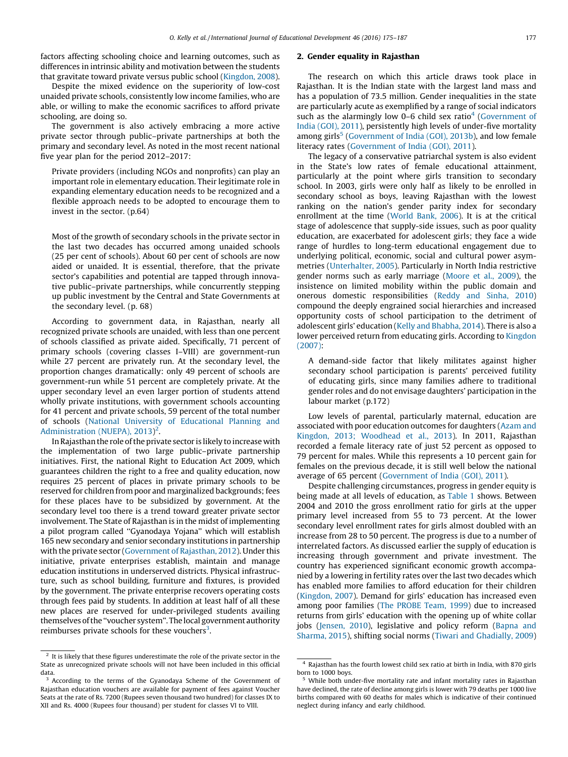factors affecting schooling choice and learning outcomes, such as differences in intrinsic ability and motivation between the students that gravitate toward private versus public school (Kingdon, 2008).

Despite the mixed evidence on the superiority of low-cost unaided private schools, consistently low income families, who are able, or willing to make the economic sacrifices to afford private schooling, are doing so.

The government is also actively embracing a more active private sector through public–private partnerships at both the primary and secondary level. As noted in the most recent national five year plan for the period 2012–2017:

> Private providers (including NGOs and nonprofits) can play an important role in elementary education. Their legitimate role in expanding elementary education needs to be recognized and a flexible approach needs to be adopted to encourage them to invest in the sector. (p.64)

> Most of the growth of secondary schools in the private sector in the last two decades has occurred among unaided schools (25 per cent of schools). About 60 per cent of schools are now aided or unaided. It is essential, therefore, that the private sector's capabilities and potential are tapped through innovative public–private partnerships, while concurrently stepping up public investment by the Central and State Governments at the secondary level. (p. 68)

According to government data, in Rajasthan, nearly all recognized private schools are unaided, with less than one percent of schools classified as private aided. Specifically, 71 percent of primary schools (covering classes I–VIII) are government-run while 27 percent are privately run. At the secondary level, the proportion changes dramatically: only 49 percent of schools are government-run while 51 percent are completely private. At the upper secondary level an even larger portion of students attend wholly private institutions, with government schools accounting for 41 percent and private schools, 59 percent of the total number of schools (National University of Educational Planning and Administration (NUEPA), 2013)[2].

In Rajasthan the role of the private sector is likely to increase with the implementation of two large public–private partnership initiatives. First, the national Right to Education Act 2009, which guarantees children the right to a free and quality education, now requires 25 percent of places in private primary schools to be reserved for children from poor and marginalized backgrounds; fees for these places have to be subsidized by government. At the secondary level too there is a trend toward greater private sector involvement. The State of Rajasthan is in the midst of implementing a pilot program called "Gyanodaya Yojana" which will establish 165 new secondary and senior secondary institutions in partnership with the private sector (Government of Rajasthan, 2012). Under this initiative, private enterprises establish, maintain and manage education institutions in underserved districts. Physical infrastructure, such as school building, furniture and fixtures, is provided by the government. The private enterprise recovers operating costs through fees paid by students. In addition at least half of all these new places are reserved for under-privileged students availing themselves of the "voucher system". The local government authority reimburses private schools for these vouchers[3].

## 2. Gender equality in Rajasthan

The research on which this article draws took place in Rajasthan. It is the Indian state with the largest land mass and has a population of 73.5 million. Gender inequalities in the state are particularly acute as exemplified by a range of social indicators such as the alarmingly low 0–6 child sex ratio[4] (Government of India (GOI), 2011), persistently high levels of under-five mortality among girls[5] (Government of India (GOI), 2013b), and low female literacy rates (Government of India (GOI), 2011).

The legacy of a conservative patriarchal system is also evident in the State's low rates of female educational attainment, particularly at the point where girls transition to secondary school. In 2003, girls were only half as likely to be enrolled in secondary school as boys, leaving Rajasthan with the lowest ranking on the nation's gender parity index for secondary enrollment at the time (World Bank, 2006). It is at the critical stage of adolescence that supply-side issues, such as poor quality education, are exacerbated for adolescent girls; they face a wide range of hurdles to long-term educational engagement due to underlying political, economic, social and cultural power asymmetries (Unterhalter, 2005). Particularly in North India restrictive gender norms such as early marriage (Moore et al., 2009), the insistence on limited mobility within the public domain and onerous domestic responsibilities (Reddy and Sinha, 2010) compound the deeply engrained social hierarchies and increased opportunity costs of school participation to the detriment of adolescent girls' education (Kelly and Bhabha, 2014). There is also a lower perceived return from educating girls. According to Kingdon (2007):

> A demand-side factor that likely militates against higher secondary school participation is parents' perceived futility of educating girls, since many families adhere to traditional gender roles and do not envisage daughters' participation in the labour market (p.172)

Low levels of parental, particularly maternal, education are associated with poor education outcomes for daughters (Azam and Kingdon, 2013; Woodhead et al., 2013). In 2011, Rajasthan recorded a female literacy rate of just 52 percent as opposed to 79 percent for males. While this represents a 10 percent gain for females on the previous decade, it is still well below the national average of 65 percent (Government of India (GOI), 2011).

Despite challenging circumstances, progress in gender equity is being made at all levels of education, as Table 1 shows. Between 2004 and 2010 the gross enrollment ratio for girls at the upper primary level increased from 55 to 73 percent. At the lower secondary level enrollment rates for girls almost doubled with an increase from 28 to 50 percent. The progress is due to a number of interrelated factors. As discussed earlier the supply of education is increasing through government and private investment. The country has experienced significant economic growth accompanied by a lowering in fertility rates over the last two decades which has enabled more families to afford education for their children (Kingdon, 2007). Demand for girls' education has increased even among poor families (The PROBE Team, 1999) due to increased returns from girls' education with the opening up of white collar jobs (Jensen, 2010), legislative and policy reform (Bapna and Sharma, 2015), shifting social norms (Tiwari and Ghadially, 2009)

[2] It is likely that these figures underestimate the role of the private sector in the State as unrecognized private schools will not have been included in this official data.

[3] According to the terms of the Gyanodaya Scheme of the Government of Rajasthan education vouchers are available for payment of fees against Voucher Seats at the rate of Rs. 7200 (Rupees seven thousand two hundred) for classes IX to XII and Rs. 4000 (Rupees four thousand) per student for classes VI to VIII.

[4] Rajasthan has the fourth lowest child sex ratio at birth in India, with 870 girls born to 1000 boys.

[5] While both under-five mortality rate and infant mortality rates in Rajasthan have declined, the rate of decline among girls is lower with 79 deaths per 1000 live births compared with 60 deaths for males which is indicative of their continued neglect during infancy and early childhood.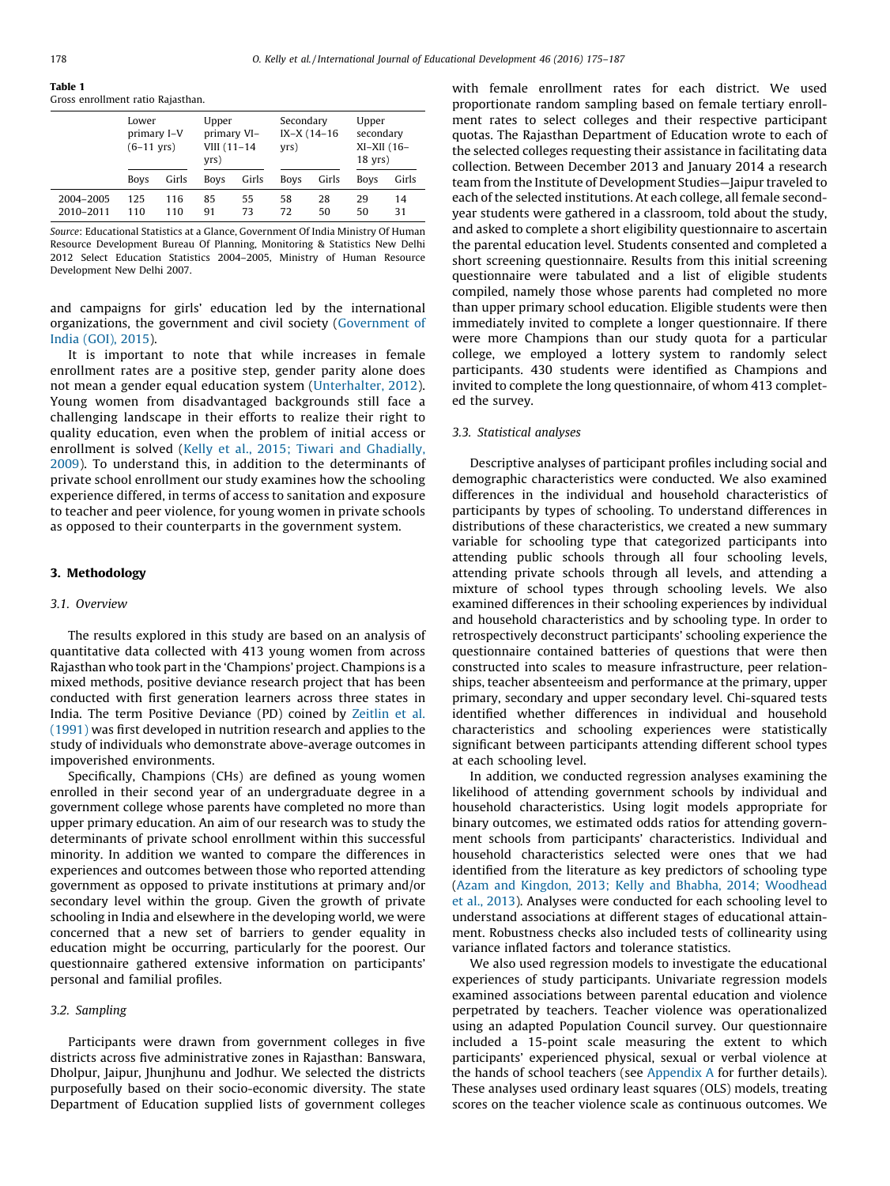**Table 1**
Gross enrollment ratio Rajasthan.

| | Lower primary I–V (6–11 yrs) | | Upper primary VI–VIII (11–14 yrs) | | Secondary IX–X (14–16 yrs) | | Upper secondary XI–XII (16–18 yrs) | |
|---|---|---|---|---|---|---|---|---|
| | Boys | Girls | Boys | Girls | Boys | Girls | Boys | Girls |
| 2004–2005 | 125 | 116 | 85 | 55 | 58 | 28 | 29 | 14 |
| 2010–2011 | 110 | 110 | 91 | 73 | 72 | 50 | 50 | 31 |

*Source*: Educational Statistics at a Glance, Government Of India Ministry Of Human Resource Development Bureau Of Planning, Monitoring & Statistics New Delhi 2012 Select Education Statistics 2004–2005, Ministry of Human Resource Development New Delhi 2007.

and campaigns for girls' education led by the international organizations, the government and civil society (Government of India (GOI), 2015).

It is important to note that while increases in female enrollment rates are a positive step, gender parity alone does not mean a gender equal education system (Unterhalter, 2012). Young women from disadvantaged backgrounds still face a challenging landscape in their efforts to realize their right to quality education, even when the problem of initial access or enrollment is solved (Kelly et al., 2015; Tiwari and Ghadially, 2009). To understand this, in addition to the determinants of private school enrollment our study examines how the schooling experience differed, in terms of access to sanitation and exposure to teacher and peer violence, for young women in private schools as opposed to their counterparts in the government system.

## 3. Methodology

### 3.1. Overview

The results explored in this study are based on an analysis of quantitative data collected with 413 young women from across Rajasthan who took part in the 'Champions' project. Champions is a mixed methods, positive deviance research project that has been conducted with first generation learners across three states in India. The term Positive Deviance (PD) coined by Zeitlin et al. (1991) was first developed in nutrition research and applies to the study of individuals who demonstrate above-average outcomes in impoverished environments.

Specifically, Champions (CHs) are defined as young women enrolled in their second year of an undergraduate degree in a government college whose parents have completed no more than upper primary education. An aim of our research was to study the determinants of private school enrollment within this successful minority. In addition we wanted to compare the differences in experiences and outcomes between those who reported attending government as opposed to private institutions at primary and/or secondary level within the group. Given the growth of private schooling in India and elsewhere in the developing world, we were concerned that a new set of barriers to gender equality in education might be occurring, particularly for the poorest. Our questionnaire gathered extensive information on participants' personal and familial profiles.

### 3.2. Sampling

Participants were drawn from government colleges in five districts across five administrative zones in Rajasthan: Banswara, Dholpur, Jaipur, Jhunjhunu and Jodhur. We selected the districts purposefully based on their socio-economic diversity. The state Department of Education supplied lists of government colleges with female enrollment rates for each district. We used proportionate random sampling based on female tertiary enrollment rates to select colleges and their respective participant quotas. The Rajasthan Department of Education wrote to each of the selected colleges requesting their assistance in facilitating data collection. Between December 2013 and January 2014 a research team from the Institute of Development Studies—Jaipur traveled to each of the selected institutions. At each college, all female second-year students were gathered in a classroom, told about the study, and asked to complete a short eligibility questionnaire to ascertain the parental education level. Students consented and completed a short screening questionnaire. Results from this initial screening questionnaire were tabulated and a list of eligible students compiled, namely those whose parents had completed no more than upper primary school education. Eligible students were then immediately invited to complete a longer questionnaire. If there were more Champions than our study quota for a particular college, we employed a lottery system to randomly select participants. 430 students were identified as Champions and invited to complete the long questionnaire, of whom 413 completed the survey.

### 3.3. Statistical analyses

Descriptive analyses of participant profiles including social and demographic characteristics were conducted. We also examined differences in the individual and household characteristics of participants by types of schooling. To understand differences in distributions of these characteristics, we created a new summary variable for schooling type that categorized participants into attending public schools through all four schooling levels, attending private schools through all levels, and attending a mixture of school types through schooling levels. We also examined differences in their schooling experiences by individual and household characteristics and by schooling type. In order to retrospectively deconstruct participants' schooling experience the questionnaire contained batteries of questions that were then constructed into scales to measure infrastructure, peer relationships, teacher absenteeism and performance at the primary, upper primary, secondary and upper secondary level. Chi-squared tests identified whether differences in individual and household characteristics and schooling experiences were statistically significant between participants attending different school types at each schooling level.

In addition, we conducted regression analyses examining the likelihood of attending government schools by individual and household characteristics. Using logit models appropriate for binary outcomes, we estimated odds ratios for attending government schools from participants' characteristics. Individual and household characteristics selected were ones that we had identified from the literature as key predictors of schooling type (Azam and Kingdon, 2013; Kelly and Bhabha, 2014; Woodhead et al., 2013). Analyses were conducted for each schooling level to understand associations at different stages of educational attainment. Robustness checks also included tests of collinearity using variance inflated factors and tolerance statistics.

We also used regression models to investigate the educational experiences of study participants. Univariate regression models examined associations between parental education and violence perpetrated by teachers. Teacher violence was operationalized using an adapted Population Council survey. Our questionnaire included a 15-point scale measuring the extent to which participants' experienced physical, sexual or verbal violence at the hands of school teachers (see Appendix A for further details). These analyses used ordinary least squares (OLS) models, treating scores on the teacher violence scale as continuous outcomes. We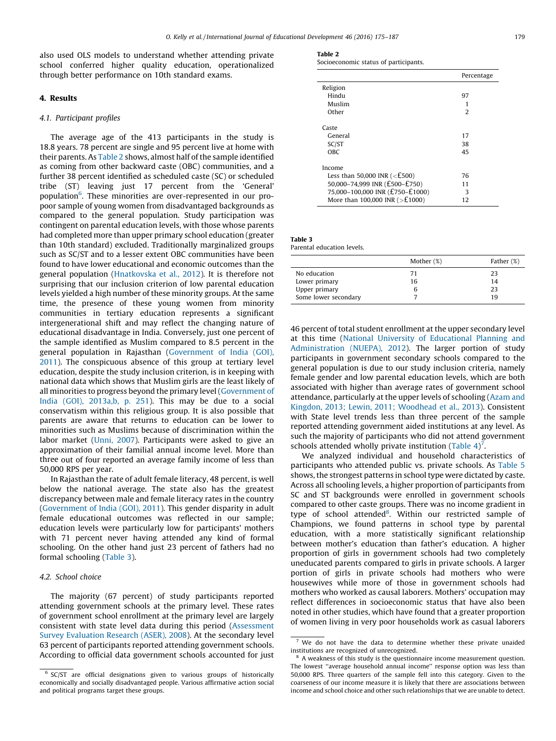also used OLS models to understand whether attending private school conferred higher quality education, operationalized through better performance on 10th standard exams.

## 4. Results

### 4.1. Participant profiles

The average age of the 413 participants in the study is 18.8 years. 78 percent are single and 95 percent live at home with their parents. As Table 2 shows, almost half of the sample identified as coming from other backward caste (OBC) communities, and a further 38 percent identified as scheduled caste (SC) or scheduled tribe (ST) leaving just 17 percent from the 'General' population[6]. These minorities are over-represented in our pro-poor sample of young women from disadvantaged backgrounds as compared to the general population. Study participation was contingent on parental education levels, with those whose parents had completed more than upper primary school education (greater than 10th standard) excluded. Traditionally marginalized groups such as SC/ST and to a lesser extent OBC communities have been found to have lower educational and economic outcomes than the general population (Hnatkovska et al., 2012). It is therefore not surprising that our inclusion criterion of low parental education levels yielded a high number of these minority groups. At the same time, the presence of these young women from minority communities in tertiary education represents a significant intergenerational shift and may reflect the changing nature of educational disadvantage in India. Conversely, just one percent of the sample identified as Muslim compared to 8.5 percent in the general population in Rajasthan (Government of India (GOI), 2011). The conspicuous absence of this group at tertiary level education, despite the study inclusion criterion, is in keeping with national data which shows that Muslim girls are the least likely of all minorities to progress beyond the primary level (Government of India (GOI), 2013a,b, p. 251). This may be due to a social conservatism within this religious group. It is also possible that parents are aware that returns to education can be lower to minorities such as Muslims because of discrimination within the labor market (Unni, 2007). Participants were asked to give an approximation of their familial annual income level. More than three out of four reported an average family income of less than 50,000 RPS per year.

In Rajasthan the rate of adult female literacy, 48 percent, is well below the national average. The state also has the greatest discrepancy between male and female literacy rates in the country (Government of India (GOI), 2011). This gender disparity in adult female educational outcomes was reflected in our sample; education levels were particularly low for participants' mothers with 71 percent never having attended any kind of formal schooling. On the other hand just 23 percent of fathers had no formal schooling (Table 3).

**Table 2**
Socioeconomic status of participants.

| | Percentage |
|---|---|
| Religion | |
| Hindu | 97 |
| Muslim | 1 |
| Other | 2 |
| Caste | |
| General | 17 |
| SC/ST | 38 |
| OBC | 45 |
| Income | |
| Less than 50,000 INR (<£500) | 76 |
| 50,000–74,999 INR (£500–£750) | 11 |
| 75,000–100,000 INR (£750–£1000) | 3 |
| More than 100,000 INR (>£1000) | 12 |

**Table 3**
Parental education levels.

| | Mother (%) | Father (%) |
|---|---|---|
| No education | 71 | 23 |
| Lower primary | 16 | 14 |
| Upper primary | 6 | 23 |
| Some lower secondary | 7 | 19 |

### 4.2. School choice

The majority (67 percent) of study participants reported attending government schools at the primary level. These rates of government school enrollment at the primary level are largely consistent with state level data during this period (Assessment Survey Evaluation Research (ASER), 2008). At the secondary level 63 percent of participants reported attending government schools. According to official data government schools accounted for just 46 percent of total student enrollment at the upper secondary level at this time (National University of Educational Planning and Administration (NUEPA), 2012). The larger portion of study participants in government secondary schools compared to the general population is due to our study inclusion criteria, namely female gender and low parental education levels, which are both associated with higher than average rates of government school attendance, particularly at the upper levels of schooling (Azam and Kingdon, 2013; Lewin, 2011; Woodhead et al., 2013). Consistent with State level trends less than three percent of the sample reported attending government aided institutions at any level. As such the majority of participants who did not attend government schools attended wholly private institution (Table 4)[7].

We analyzed individual and household characteristics of participants who attended public vs. private schools. As Table 5 shows, the strongest patterns in school type were dictated by caste. Across all schooling levels, a higher proportion of participants from SC and ST backgrounds were enrolled in government schools compared to other caste groups. There was no income gradient in type of school attended[8]. Within our restricted sample of Champions, we found patterns in school type by parental education, with a more statistically significant relationship between mother's education than father's education. A higher proportion of girls in government schools had two completely uneducated parents compared to girls in private schools. A larger portion of girls in private schools had mothers who were housewives while more of those in government schools had mothers who worked as causal laborers. Mothers' occupation may reflect differences in socioeconomic status that have also been noted in other studies, which have found that a greater proportion of women living in very poor households work as casual laborers

---

[6] SC/ST are official designations given to various groups of historically economically and socially disadvantaged people. Various affirmative action social and political programs target these groups.

[7] We do not have the data to determine whether these private unaided institutions are recognized of unrecognized.

[8] A weakness of this study is the questionnaire income measurement question. The lowest "average household annual income" response option was less than 50,000 RPS. Three quarters of the sample fell into this category. Given to the coarseness of our income measure it is likely that there are associations between income and school choice and other such relationships that we are unable to detect.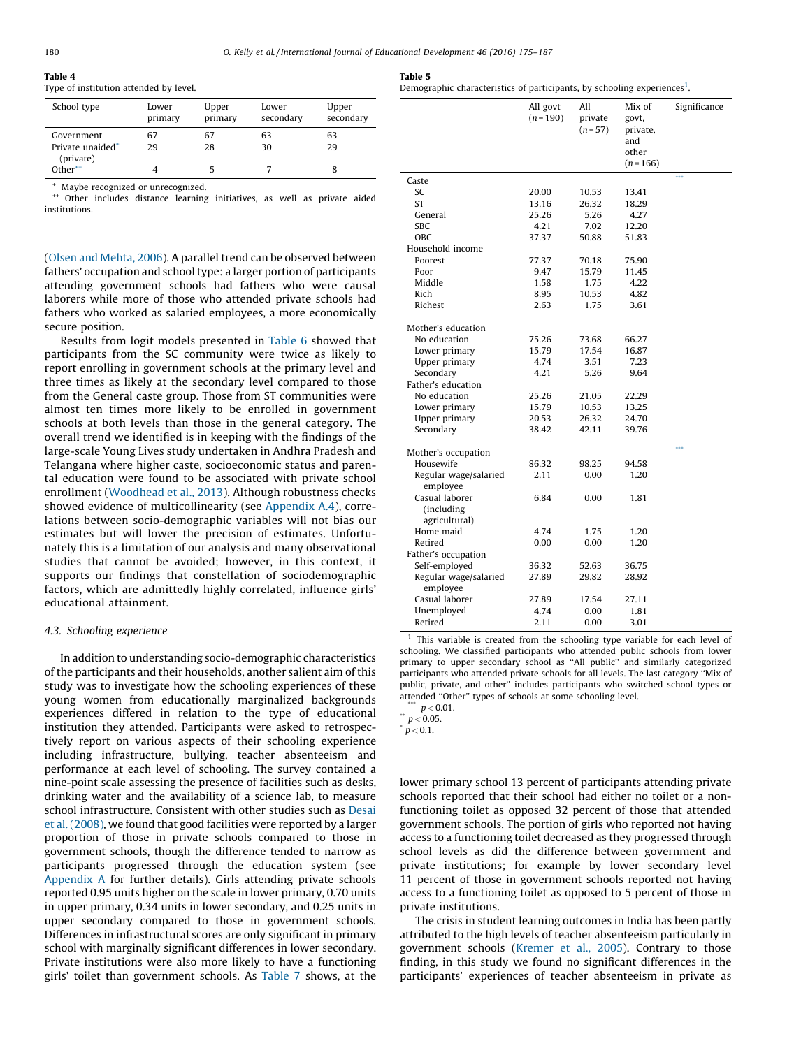**Table 4**
Type of institution attended by level.

| School type | Lower primary | Upper primary | Lower secondary | Upper secondary |
|---|---|---|---|---|
| Government | 67 | 67 | 63 | 63 |
| Private unaided* (private) | 29 | 28 | 30 | 29 |
| Other** | 4 | 5 | 7 | 8 |

\* Maybe recognized or unrecognized.
\** Other includes distance learning initiatives, as well as private aided institutions.

(Olsen and Mehta, 2006). A parallel trend can be observed between fathers' occupation and school type: a larger portion of participants attending government schools had fathers who were causal laborers while more of those who attended private schools had fathers who worked as salaried employees, a more economically secure position.

Results from logit models presented in Table 6 showed that participants from the SC community were twice as likely to report enrolling in government schools at the primary level and three times as likely at the secondary level compared to those from the General caste group. Those from ST communities were almost ten times more likely to be enrolled in government schools at both levels than those in the general category. The overall trend we identified is in keeping with the findings of the large-scale Young Lives study undertaken in Andhra Pradesh and Telangana where higher caste, socioeconomic status and parental education were found to be associated with private school enrollment (Woodhead et al., 2013). Although robustness checks showed evidence of multicollinearity (see Appendix A.4), correlations between socio-demographic variables will not bias our estimates but will lower the precision of estimates. Unfortunately this is a limitation of our analysis and many observational studies that cannot be avoided; however, in this context, it supports our findings that constellation of sociodemographic factors, which are admittedly highly correlated, influence girls' educational attainment.

### 4.3. Schooling experience

In addition to understanding socio-demographic characteristics of the participants and their households, another salient aim of this study was to investigate how the schooling experiences of these young women from educationally marginalized backgrounds experiences differed in relation to the type of educational institution they attended. Participants were asked to retrospectively report on various aspects of their schooling experience including infrastructure, bullying, teacher absenteeism and performance at each level of schooling. The survey contained a nine-point scale assessing the presence of facilities such as desks, drinking water and the availability of a science lab, to measure school infrastructure. Consistent with other studies such as Desai et al. (2008), we found that good facilities were reported by a larger proportion of those in private schools compared to those in government schools, though the difference tended to narrow as participants progressed through the education system (see Appendix A for further details). Girls attending private schools reported 0.95 units higher on the scale in lower primary, 0.70 units in upper primary, 0.34 units in lower secondary, and 0.25 units in upper secondary compared to those in government schools. Differences in infrastructural scores are only significant in primary school with marginally significant differences in lower secondary. Private institutions were also more likely to have a functioning girls' toilet than government schools. As Table 7 shows, at the

**Table 5**
Demographic characteristics of participants, by schooling experiences[1].

| | All govt (n = 190) | All private (n = 57) | Mix of govt, private, and other (n = 166) | Significance |
|---|---|---|---|---|
| Caste | | | | *** |
| SC | 20.00 | 10.53 | 13.41 | |
| ST | 13.16 | 26.32 | 18.29 | |
| General | 25.26 | 5.26 | 4.27 | |
| SBC | 4.21 | 7.02 | 12.20 | |
| OBC | 37.37 | 50.88 | 51.83 | |
| Household income | | | | |
| Poorest | 77.37 | 70.18 | 75.90 | |
| Poor | 9.47 | 15.79 | 11.45 | |
| Middle | 1.58 | 1.75 | 4.22 | |
| Rich | 8.95 | 10.53 | 4.82 | |
| Richest | 2.63 | 1.75 | 3.61 | |
| Mother's education | | | | |
| No education | 75.26 | 73.68 | 66.27 | |
| Lower primary | 15.79 | 17.54 | 16.87 | |
| Upper primary | 4.74 | 3.51 | 7.23 | |
| Secondary | 4.21 | 5.26 | 9.64 | |
| Father's education | | | | |
| No education | 25.26 | 21.05 | 22.29 | |
| Lower primary | 15.79 | 10.53 | 13.25 | |
| Upper primary | 20.53 | 26.32 | 24.70 | |
| Secondary | 38.42 | 42.11 | 39.76 | |
| Mother's occupation | | | | *** |
| Housewife | 86.32 | 98.25 | 94.58 | |
| Regular wage/salaried employee | 2.11 | 0.00 | 1.20 | |
| Casual laborer (including agricultural) | 6.84 | 0.00 | 1.81 | |
| Home maid | 4.74 | 1.75 | 1.20 | |
| Retired | 0.00 | 0.00 | 1.20 | |
| Father's occupation | | | | |
| Self-employed | 36.32 | 52.63 | 36.75 | |
| Regular wage/salaried employee | 27.89 | 29.82 | 28.92 | |
| Casual laborer | 27.89 | 17.54 | 27.11 | |
| Unemployed | 4.74 | 0.00 | 1.81 | |
| Retired | 2.11 | 0.00 | 3.01 | |

[1] This variable is created from the schooling type variable for each level of schooling. We classified participants who attended public schools from lower primary to upper secondary school as "All public" and similarly categorized participants who attended private schools for all levels. The last category "Mix of public, private, and other" includes participants who switched school types or attended "Other" types of schools at some schooling level.
\*\*\* $p < 0.01$.
\*\* $p < 0.05$.
\* $p < 0.1$.

lower primary school 13 percent of participants attending private schools reported that their school had either no toilet or a non-functioning toilet as opposed 32 percent of those that attended government schools. The portion of girls who reported not having access to a functioning toilet decreased as they progressed through school levels as did the difference between government and private institutions; for example by lower secondary level 11 percent of those in government schools reported not having access to a functioning toilet as opposed to 5 percent of those in private institutions.

The crisis in student learning outcomes in India has been partly attributed to the high levels of teacher absenteeism particularly in government schools (Kremer et al., 2005). Contrary to those finding, in this study we found no significant differences in the participants' experiences of teacher absenteeism in private as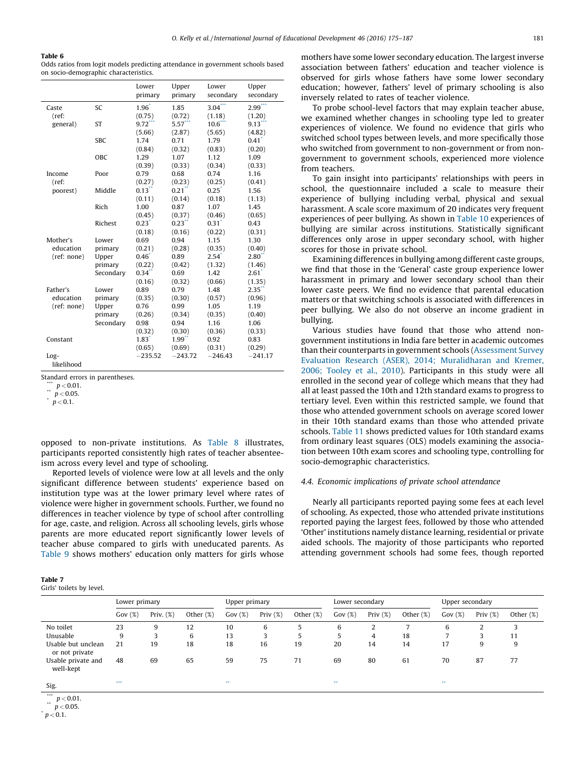**Table 6**
Odds ratios from logit models predicting attendance in government schools based on socio-demographic characteristics.

| | | Lower primary | Upper primary | Lower secondary | Upper secondary |
|---|---|---|---|---|---|
| Caste (ref: general) | SC | 1.96* | 1.85 | 3.04*** | 2.99*** |
| | | (0.75) | (0.72) | (1.18) | (1.20) |
| | ST | 9.72*** | 5.57*** | 10.6*** | 9.13*** |
| | | (5.66) | (2.87) | (5.65) | (4.82) |
| | SBC | 1.74 | 0.71 | 1.79 | 0.41* |
| | | (0.84) | (0.32) | (0.83) | (0.20) |
| | OBC | 1.29 | 1.07 | 1.12 | 1.09 |
| | | (0.39) | (0.33) | (0.34) | (0.33) |
| Income (ref: poorest) | Poor | 0.79 | 0.68 | 0.74 | 1.16 |
| | | (0.27) | (0.23) | (0.25) | (0.41) |
| | Middle | 0.13** | 0.21** | 0.25* | 1.56 |
| | | (0.11) | (0.14) | (0.18) | (1.13) |
| | Rich | 1.00 | 0.87 | 1.07 | 1.45 |
| | | (0.45) | (0.37) | (0.46) | (0.65) |
| | Richest | 0.23* | 0.23** | 0.31* | 0.43 |
| | | (0.18) | (0.16) | (0.22) | (0.31) |
| Mother's education (ref: none) | Lower primary | 0.69 | 0.94 | 1.15 | 1.30 |
| | | (0.21) | (0.28) | (0.35) | (0.40) |
| | Upper primary | 0.46* | 0.89 | 2.54* | 2.80** |
| | | (0.22) | (0.42) | (1.32) | (1.46) |
| | Secondary | 0.34** | 0.69 | 1.42 | 2.61* |
| | | (0.16) | (0.32) | (0.66) | (1.35) |
| Father's education (ref: none) | Lower primary | 0.89 | 0.79 | 1.48 | 2.35** |
| | | (0.35) | (0.30) | (0.57) | (0.96) |
| | Upper primary | 0.76 | 0.99 | 1.05 | 1.19 |
| | | (0.26) | (0.34) | (0.35) | (0.40) |
| | Secondary | 0.98 | 0.94 | 1.16 | 1.06 |
| | | (0.32) | (0.30) | (0.36) | (0.33) |
| Constant | | 1.83* | 1.99** | 0.92 | 0.83 |
| | | (0.65) | (0.69) | (0.31) | (0.29) |
| Log-likelihood | | −235.52 | −243.72 | −246.43 | −241.17 |

Standard errors in parentheses.
*** $p < 0.01$.
** $p < 0.05$.
* $p < 0.1$.

opposed to non-private institutions. As Table 8 illustrates, participants reported consistently high rates of teacher absenteeism across every level and type of schooling.

Reported levels of violence were low at all levels and the only significant difference between students' experience based on institution type was at the lower primary level where rates of violence were higher in government schools. Further, we found no differences in teacher violence by type of school after controlling for age, caste, and religion. Across all schooling levels, girls whose parents are more educated report significantly lower levels of teacher abuse compared to girls with uneducated parents. As Table 9 shows mothers' education only matters for girls whose mothers have some lower secondary education. The largest inverse association between fathers' education and teacher violence is observed for girls whose fathers have some lower secondary education; however, fathers' level of primary schooling is also inversely related to rates of teacher violence.

To probe school-level factors that may explain teacher abuse, we examined whether changes in schooling type led to greater experiences of violence. We found no evidence that girls who switched school types between levels, and more specifically those who switched from government to non-government or from non-government to government schools, experienced more violence from teachers.

To gain insight into participants' relationships with peers in school, the questionnaire included a scale to measure their experience of bullying including verbal, physical and sexual harassment. A scale score maximum of 20 indicates very frequent experiences of peer bullying. As shown in Table 10 experiences of bullying are similar across institutions. Statistically significant differences only arose in upper secondary school, with higher scores for those in private school.

Examining differences in bullying among different caste groups, we find that those in the 'General' caste group experience lower harassment in primary and lower secondary school than their lower caste peers. We find no evidence that parental education matters or that switching schools is associated with differences in peer bullying. We also do not observe an income gradient in bullying.

Various studies have found that those who attend non-government institutions in India fare better in academic outcomes than their counterparts in government schools (Assessment Survey Evaluation Research (ASER), 2014; Muralidharan and Kremer, 2006; Tooley et al., 2010). Participants in this study were all enrolled in the second year of college which means that they had all at least passed the 10th and 12th standard exams to progress to tertiary level. Even within this restricted sample, we found that those who attended government schools on average scored lower in their 10th standard exams than those who attended private schools. Table 11 shows predicted values for 10th standard exams from ordinary least squares (OLS) models examining the association between 10th exam scores and schooling type, controlling for socio-demographic characteristics.

### 4.4. Economic implications of private school attendance

Nearly all participants reported paying some fees at each level of schooling. As expected, those who attended private institutions reported paying the largest fees, followed by those who attended 'Other' institutions namely distance learning, residential or private aided schools. The majority of those participants who reported attending government schools had some fees, though reported

**Table 7**
Girls' toilets by level.

| | Lower primary | | | Upper primary | | | Lower secondary | | | Upper secondary | | |
|---|---|---|---|---|---|---|---|---|---|---|---|---|
| | Gov (%) | Priv. (%) | Other (%) | Gov (%) | Priv (%) | Other (%) | Gov (%) | Priv (%) | Other (%) | Gov (%) | Priv (%) | Other (%) |
| No toilet | 23 | 9 | 12 | 10 | 6 | 5 | 6 | 2 | 7 | 6 | 2 | 3 |
| Unusable | 9 | 3 | 6 | 13 | 3 | 5 | 5 | 4 | 18 | 7 | 3 | 11 |
| Usable but unclean or not private | 21 | 19 | 18 | 18 | 16 | 19 | 20 | 14 | 14 | 17 | 9 | 9 |
| Usable private and well-kept | 48 | 69 | 65 | 59 | 75 | 71 | 69 | 80 | 61 | 70 | 87 | 77 |
| Sig. | *** | | | ** | | | ** | | | ** | | |

*** $p < 0.01$.
** $p < 0.05$.
* $p < 0.1$.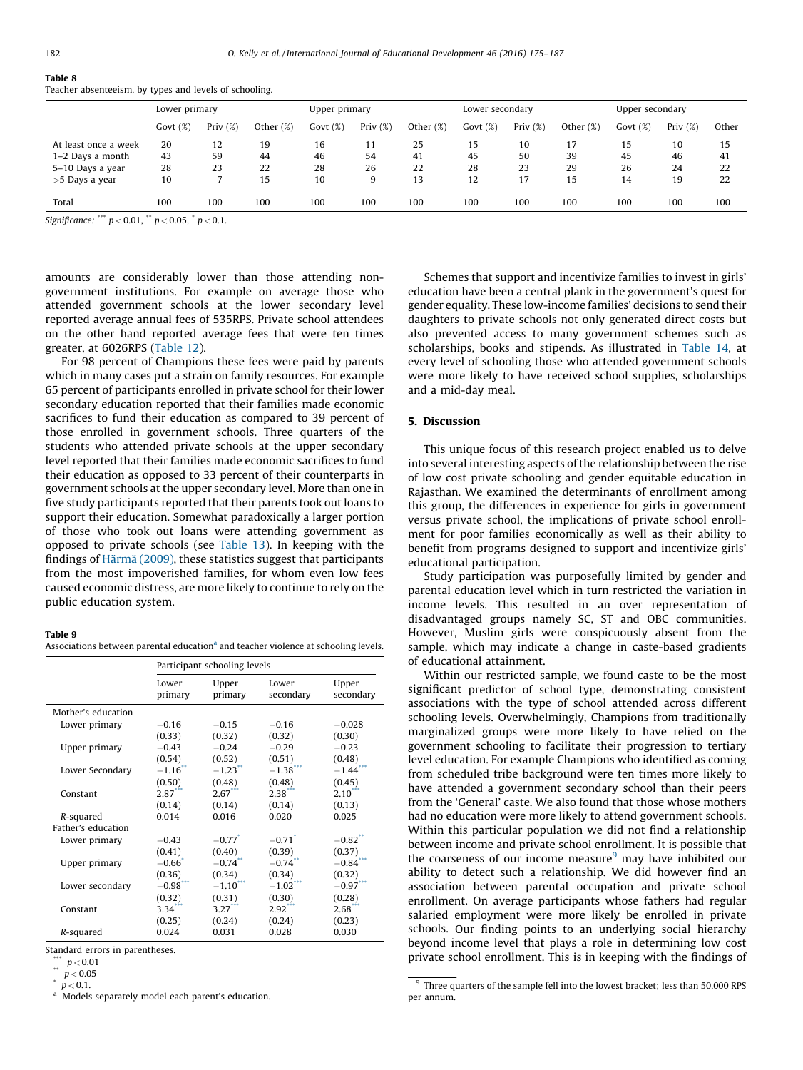Table 8
Teacher absenteeism, by types and levels of schooling.

| | Lower primary | | | Upper primary | | | Lower secondary | | | Upper secondary | | |
|---|---|---|---|---|---|---|---|---|---|---|---|---|
| | Govt (%) | Priv (%) | Other (%) | Govt (%) | Priv (%) | Other (%) | Govt (%) | Priv (%) | Other (%) | Govt (%) | Priv (%) | Other |
| At least once a week | 20 | 12 | 19 | 16 | 11 | 25 | 15 | 10 | 17 | 15 | 10 | 15 |
| 1–2 Days a month | 43 | 59 | 44 | 46 | 54 | 41 | 45 | 50 | 39 | 45 | 46 | 41 |
| 5–10 Days a year | 28 | 23 | 22 | 28 | 26 | 22 | 28 | 23 | 29 | 26 | 24 | 22 |
| >5 Days a year | 10 | 7 | 15 | 10 | 9 | 13 | 12 | 17 | 15 | 14 | 19 | 22 |
| Total | 100 | 100 | 100 | 100 | 100 | 100 | 100 | 100 | 100 | 100 | 100 | 100 |

*Significance:* *** $p < 0.01$, ** $p < 0.05$, * $p < 0.1$.

amounts are considerably lower than those attending non-government institutions. For example on average those who attended government schools at the lower secondary level reported average annual fees of 535RPS. Private school attendees on the other hand reported average fees that were ten times greater, at 6026RPS (Table 12).

For 98 percent of Champions these fees were paid by parents which in many cases put a strain on family resources. For example 65 percent of participants enrolled in private school for their lower secondary education reported that their families made economic sacrifices to fund their education as compared to 39 percent of those enrolled in government schools. Three quarters of the students who attended private schools at the upper secondary level reported that their families made economic sacrifices to fund their education as opposed to 33 percent of their counterparts in government schools at the upper secondary level. More than one in five study participants reported that their parents took out loans to support their education. Somewhat paradoxically a larger portion of those who took out loans were attending government as opposed to private schools (see Table 13). In keeping with the findings of Härmä (2009), these statistics suggest that participants from the most impoverished families, for whom even low fees caused economic distress, are more likely to continue to rely on the public education system.

Table 9
Associations between parental education[a] and teacher violence at schooling levels.

| | Participant schooling levels | | | |
|---|---|---|---|---|
| | Lower primary | Upper primary | Lower secondary | Upper secondary |
| Mother's education | | | | |
| Lower primary | −0.16 | −0.15 | −0.16 | −0.028 |
| | (0.33) | (0.32) | (0.32) | (0.30) |
| Upper primary | −0.43 | −0.24 | −0.29 | −0.23 |
| | (0.54) | (0.52) | (0.51) | (0.48) |
| Lower Secondary | −1.16** | −1.23** | −1.38*** | −1.44*** |
| | (0.50) | (0.48) | (0.48) | (0.45) |
| Constant | 2.87*** | 2.67*** | 2.38*** | 2.10*** |
| | (0.14) | (0.14) | (0.14) | (0.13) |
| *R*-squared | 0.014 | 0.016 | 0.020 | 0.025 |
| Father's education | | | | |
| Lower primary | −0.43 | −0.77* | −0.71* | −0.82** |
| | (0.41) | (0.40) | (0.39) | (0.37) |
| Upper primary | −0.66* | −0.74** | −0.74** | −0.84*** |
| | (0.36) | (0.34) | (0.34) | (0.32) |
| Lower secondary | −0.98*** | −1.10*** | −1.02*** | −0.97*** |
| | (0.32) | (0.31) | (0.30) | (0.28) |
| Constant | 3.34*** | 3.27*** | 2.92*** | 2.68*** |
| | (0.25) | (0.24) | (0.24) | (0.23) |
| *R*-squared | 0.024 | 0.031 | 0.028 | 0.030 |

Standard errors in parentheses.
*** $p < 0.01$
** $p < 0.05$
* $p < 0.1$.
[a] Models separately model each parent's education.

Schemes that support and incentivize families to invest in girls' education have been a central plank in the government's quest for gender equality. These low-income families' decisions to send their daughters to private schools not only generated direct costs but also prevented access to many government schemes such as scholarships, books and stipends. As illustrated in Table 14, at every level of schooling those who attended government schools were more likely to have received school supplies, scholarships and a mid-day meal.

## 5. Discussion

This unique focus of this research project enabled us to delve into several interesting aspects of the relationship between the rise of low cost private schooling and gender equitable education in Rajasthan. We examined the determinants of enrollment among this group, the differences in experience for girls in government versus private school, the implications of private school enrollment for poor families economically as well as their ability to benefit from programs designed to support and incentivize girls' educational participation.

Study participation was purposefully limited by gender and parental education level which in turn restricted the variation in income levels. This resulted in an over representation of disadvantaged groups namely SC, ST and OBC communities. However, Muslim girls were conspicuously absent from the sample, which may indicate a change in caste-based gradients of educational attainment.

Within our restricted sample, we found caste to be the most significant predictor of school type, demonstrating consistent associations with the type of school attended across different schooling levels. Overwhelmingly, Champions from traditionally marginalized groups were more likely to have relied on the government schooling to facilitate their progression to tertiary level education. For example Champions who identified as coming from scheduled tribe background were ten times more likely to have attended a government secondary school than their peers from the 'General' caste. We also found that those whose mothers had no education were more likely to attend government schools. Within this particular population we did not find a relationship between income and private school enrollment. It is possible that the coarseness of our income measure[9] may have inhibited our ability to detect such a relationship. We did however find an association between parental occupation and private school enrollment. On average participants whose fathers had regular salaried employment were more likely be enrolled in private schools. Our finding points to an underlying social hierarchy beyond income level that plays a role in determining low cost private school enrollment. This is in keeping with the findings of

[9] Three quarters of the sample fell into the lowest bracket; less than 50,000 RPS per annum.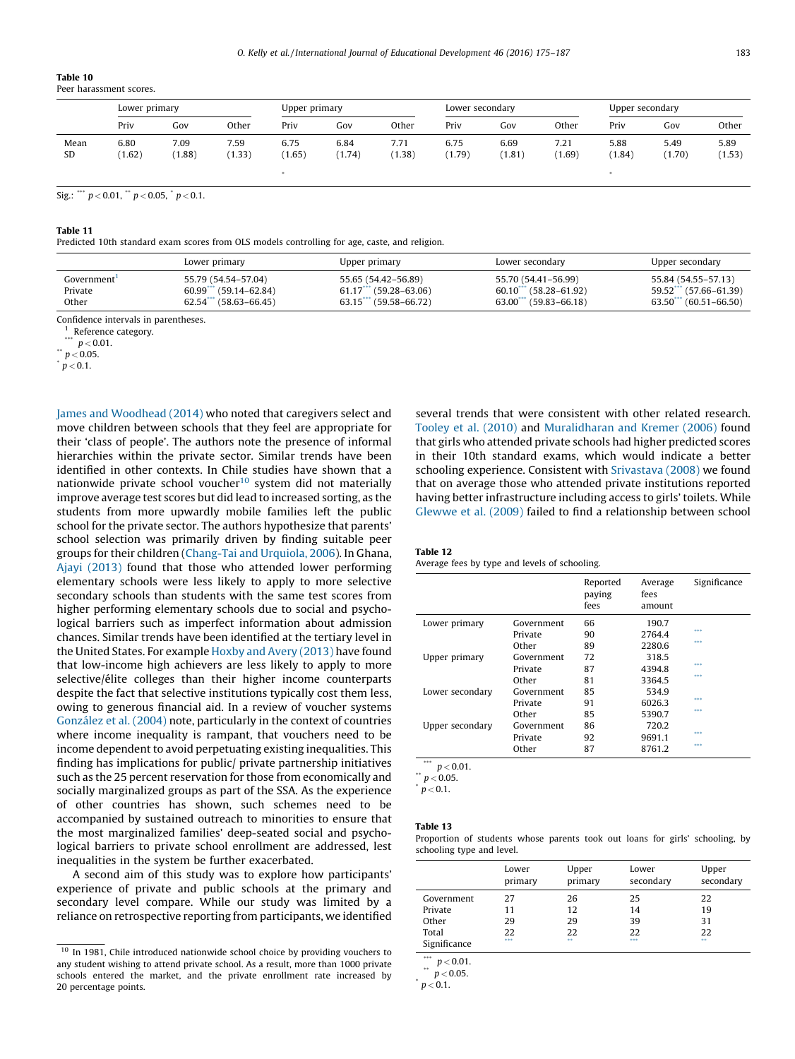**Table 10**
Peer harassment scores.

| | Lower primary | | | Upper primary | | | Lower secondary | | | Upper secondary | | |
|---|---|---|---|---|---|---|---|---|---|---|---|---|
| | Priv | Gov | Other | Priv | Gov | Other | Priv | Gov | Other | Priv | Gov | Other |
| Mean | 6.80 | 7.09 | 7.59 | 6.75 | 6.84 | 7.71 | 6.75 | 6.69 | 7.21 | 5.88 | 5.49 | 5.89 |
| SD | (1.62) | (1.88) | (1.33) | (1.65) | (1.74) | (1.38) | (1.79) | (1.81) | (1.69) | (1.84) | (1.70) | (1.53) |
| | | | | * | | | | | | * | | |

Sig.: *** $p < 0.01$, ** $p < 0.05$, * $p < 0.1$.

**Table 11**
Predicted 10th standard exam scores from OLS models controlling for age, caste, and religion.

| | Lower primary | Upper primary | Lower secondary | Upper secondary |
|---|---|---|---|---|
| Government[1] | 55.79 (54.54–57.04) | 55.65 (54.42–56.89) | 55.70 (54.41–56.99) | 55.84 (54.55–57.13) |
| Private | 60.99*** (59.14–62.84) | 61.17*** (59.28–63.06) | 60.10*** (58.28–61.92) | 59.52*** (57.66–61.39) |
| Other | 62.54*** (58.63–66.45) | 63.15*** (59.58–66.72) | 63.00*** (59.83–66.18) | 63.50*** (60.51–66.50) |

Confidence intervals in parentheses.
[1] Reference category.
*** $p < 0.01$.
** $p < 0.05$.
* $p < 0.1$.

James and Woodhead (2014) who noted that caregivers select and move children between schools that they feel are appropriate for their 'class of people'. The authors note the presence of informal hierarchies within the private sector. Similar trends have been identified in other contexts. In Chile studies have shown that a nationwide private school voucher[10] system did not materially improve average test scores but did lead to increased sorting, as the students from more upwardly mobile families left the public school for the private sector. The authors hypothesize that parents' school selection was primarily driven by finding suitable peer groups for their children (Chang-Tai and Urquiola, 2006). In Ghana, Ajayi (2013) found that those who attended lower performing elementary schools were less likely to apply to more selective secondary schools than students with the same test scores from higher performing elementary schools due to social and psychological barriers such as imperfect information about admission chances. Similar trends have been identified at the tertiary level in the United States. For example Hoxby and Avery (2013) have found that low-income high achievers are less likely to apply to more selective/élite colleges than their higher income counterparts despite the fact that selective institutions typically cost them less, owing to generous financial aid. In a review of voucher systems González et al. (2004) note, particularly in the context of countries where income inequality is rampant, that vouchers need to be income dependent to avoid perpetuating existing inequalities. This finding has implications for public/ private partnership initiatives such as the 25 percent reservation for those from economically and socially marginalized groups as part of the SSA. As the experience of other countries has shown, such schemes need to be accompanied by sustained outreach to minorities to ensure that the most marginalized families' deep-seated social and psychological barriers to private school enrollment are addressed, lest inequalities in the system be further exacerbated.

A second aim of this study was to explore how participants' experience of private and public schools at the primary and secondary level compare. While our study was limited by a reliance on retrospective reporting from participants, we identified several trends that were consistent with other related research. Tooley et al. (2010) and Muralidharan and Kremer (2006) found that girls who attended private schools had higher predicted scores in their 10th standard exams, which would indicate a better schooling experience. Consistent with Srivastava (2008) we found that on average those who attended private institutions reported having better infrastructure including access to girls' toilets. While Glewwe et al. (2009) failed to find a relationship between school

[10] In 1981, Chile introduced nationwide school choice by providing vouchers to any student wishing to attend private school. As a result, more than 1000 private schools entered the market, and the private enrollment rate increased by 20 percentage points.

**Table 12**
Average fees by type and levels of schooling.

| | | Reported paying fees | Average fees amount | Significance |
|---|---|---|---|---|
| Lower primary | Government | 66 | 190.7 | |
| | Private | 90 | 2764.4 | *** |
| | Other | 89 | 2280.6 | *** |
| Upper primary | Government | 72 | 318.5 | |
| | Private | 87 | 4394.8 | *** |
| | Other | 81 | 3364.5 | *** |
| Lower secondary | Government | 85 | 534.9 | |
| | Private | 91 | 6026.3 | *** |
| | Other | 85 | 5390.7 | *** |
| Upper secondary | Government | 86 | 720.2 | |
| | Private | 92 | 9691.1 | *** |
| | Other | 87 | 8761.2 | *** |

*** $p < 0.01$.
** $p < 0.05$.
* $p < 0.1$.

**Table 13**
Proportion of students whose parents took out loans for girls' schooling, by schooling type and level.

| | Lower primary | Upper primary | Lower secondary | Upper secondary |
|---|---|---|---|---|
| Government | 27 | 26 | 25 | 22 |
| Private | 11 | 12 | 14 | 19 |
| Other | 29 | 29 | 39 | 31 |
| Total | 22 | 22 | 22 | 22 |
| Significance | *** | ** | *** | ** |

*** $p < 0.01$.
** $p < 0.05$.
* $p < 0.1$.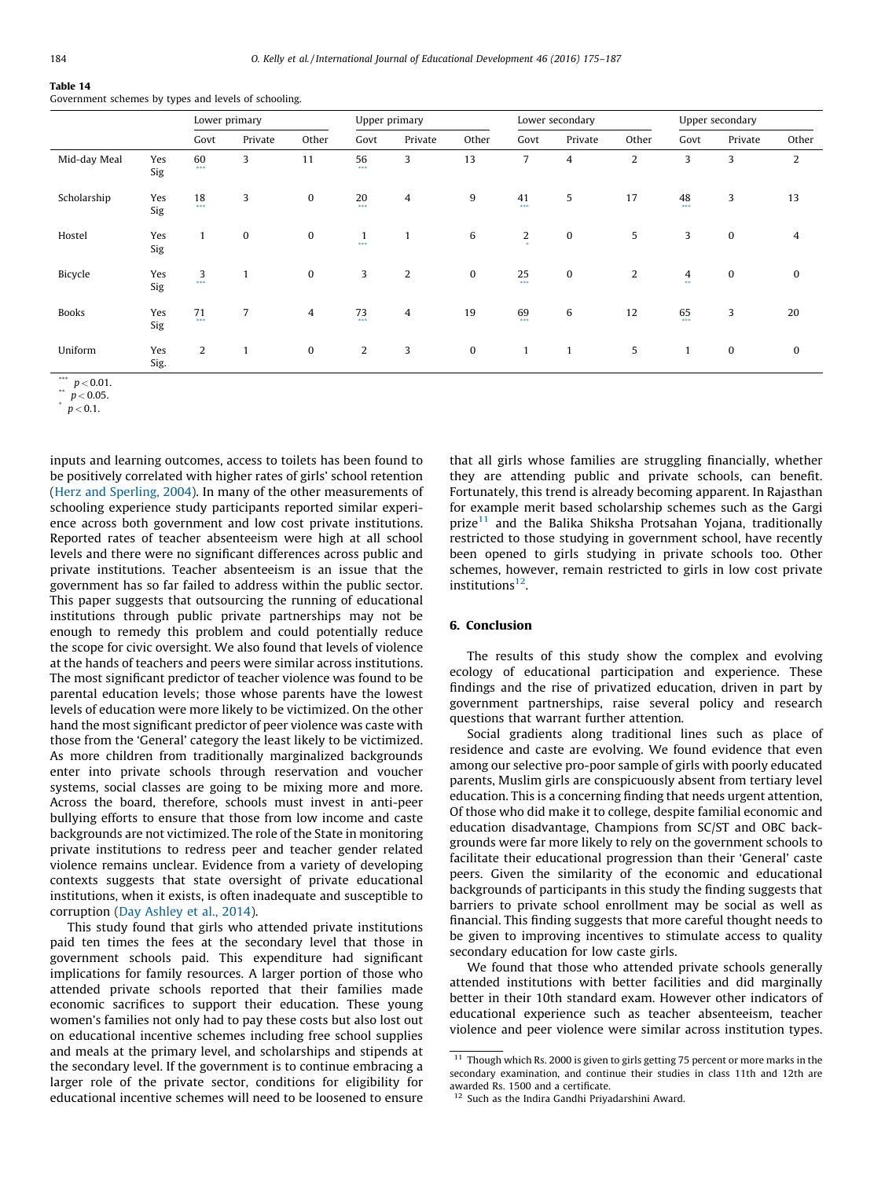Table 14
Government schemes by types and levels of schooling.

| | | Lower primary | | | Upper primary | | | Lower secondary | | | Upper secondary | | |
|---|---|---|---|---|---|---|---|---|---|---|---|---|---|
| | | Govt | Private | Other | Govt | Private | Other | Govt | Private | Other | Govt | Private | Other |
| Mid-day Meal | Yes Sig | 60 *** | 3 | 11 | 56 *** | 3 | 13 | 7 | 4 | 2 | 3 | 3 | 2 |
| Scholarship | Yes Sig | 18 *** | 3 | 0 | 20 *** | 4 | 9 | 41 *** | 5 | 17 | 48 *** | 3 | 13 |
| Hostel | Yes Sig | 1 | 0 | 0 | 1 *** | 1 | 6 | 2 * | 0 | 5 | 3 | 0 | 4 |
| Bicycle | Yes Sig | 3 *** | 1 | 0 | 3 | 2 | 0 | 25 *** | 0 | 2 | 4 ** | 0 | 0 |
| Books | Yes Sig | 71 *** | 7 | 4 | 73 *** | 4 | 19 | 69 *** | 6 | 12 | 65 *** | 3 | 20 |
| Uniform | Yes Sig. | 2 | 1 | 0 | 2 | 3 | 0 | 1 | 1 | 5 | 1 | 0 | 0 |

*** $p < 0.01$.
** $p < 0.05$.
* $p < 0.1$.

inputs and learning outcomes, access to toilets has been found to be positively correlated with higher rates of girls' school retention (Herz and Sperling, 2004). In many of the other measurements of schooling experience study participants reported similar experience across both government and low cost private institutions. Reported rates of teacher absenteeism were high at all school levels and there were no significant differences across public and private institutions. Teacher absenteeism is an issue that the government has so far failed to address within the public sector. This paper suggests that outsourcing the running of educational institutions through public private partnerships may not be enough to remedy this problem and could potentially reduce the scope for civic oversight. We also found that levels of violence at the hands of teachers and peers were similar across institutions. The most significant predictor of teacher violence was found to be parental education levels; those whose parents have the lowest levels of education were more likely to be victimized. On the other hand the most significant predictor of peer violence was caste with those from the 'General' category the least likely to be victimized. As more children from traditionally marginalized backgrounds enter into private schools through reservation and voucher systems, social classes are going to be mixing more and more. Across the board, therefore, schools must invest in anti-peer bullying efforts to ensure that those from low income and caste backgrounds are not victimized. The role of the State in monitoring private institutions to redress peer and teacher gender related violence remains unclear. Evidence from a variety of developing contexts suggests that state oversight of private educational institutions, when it exists, is often inadequate and susceptible to corruption (Day Ashley et al., 2014).

This study found that girls who attended private institutions paid ten times the fees at the secondary level that those in government schools paid. This expenditure had significant implications for family resources. A larger portion of those who attended private schools reported that their families made economic sacrifices to support their education. These young women's families not only had to pay these costs but also lost out on educational incentive schemes including free school supplies and meals at the primary level, and scholarships and stipends at the secondary level. If the government is to continue embracing a larger role of the private sector, conditions for eligibility for educational incentive schemes will need to be loosened to ensure that all girls whose families are struggling financially, whether they are attending public and private schools, can benefit. Fortunately, this trend is already becoming apparent. In Rajasthan for example merit based scholarship schemes such as the Gargi prize[11] and the Balika Shiksha Protsahan Yojana, traditionally restricted to those studying in government school, have recently been opened to girls studying in private schools too. Other schemes, however, remain restricted to girls in low cost private institutions[12].

## 6. Conclusion

The results of this study show the complex and evolving ecology of educational participation and experience. These findings and the rise of privatized education, driven in part by government partnerships, raise several policy and research questions that warrant further attention.

Social gradients along traditional lines such as place of residence and caste are evolving. We found evidence that even among our selective pro-poor sample of girls with poorly educated parents, Muslim girls are conspicuously absent from tertiary level education. This is a concerning finding that needs urgent attention, Of those who did make it to college, despite familial economic and education disadvantage, Champions from SC/ST and OBC backgrounds were far more likely to rely on the government schools to facilitate their educational progression than their 'General' caste peers. Given the similarity of the economic and educational backgrounds of participants in this study the finding suggests that barriers to private school enrollment may be social as well as financial. This finding suggests that more careful thought needs to be given to improving incentives to stimulate access to quality secondary education for low caste girls.

We found that those who attended private schools generally attended institutions with better facilities and did marginally better in their 10th standard exam. However other indicators of educational experience such as teacher absenteeism, teacher violence and peer violence were similar across institution types.

[11] Though which Rs. 2000 is given to girls getting 75 percent or more marks in the secondary examination, and continue their studies in class 11th and 12th are awarded Rs. 1500 and a certificate.

[12] Such as the Indira Gandhi Priyadarshini Award.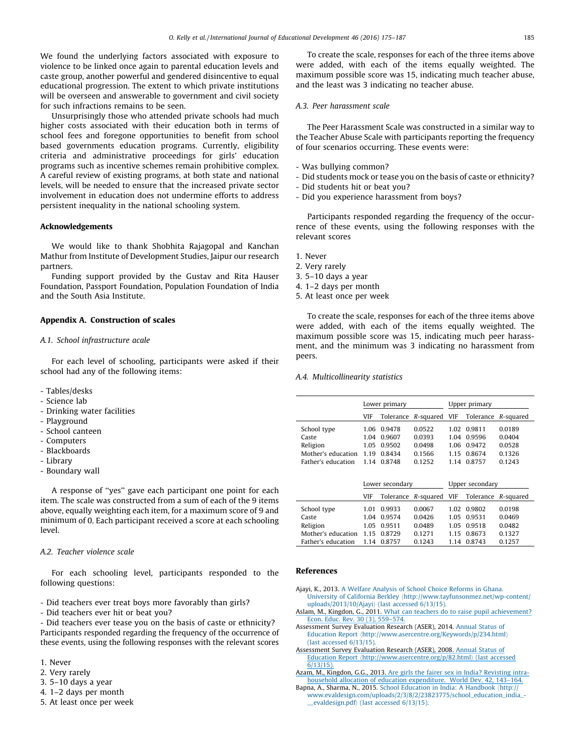We found the underlying factors associated with exposure to violence to be linked once again to parental education levels and caste group, another powerful and gendered disincentive to equal educational progression. The extent to which private institutions will be overseen and answerable to government and civil society for such infractions remains to be seen.

Unsurprisingly those who attended private schools had much higher costs associated with their education both in terms of school fees and foregone opportunities to benefit from school based governments education programs. Currently, eligibility criteria and administrative proceedings for girls' education programs such as incentive schemes remain prohibitive complex. A careful review of existing programs, at both state and national levels, will be needed to ensure that the increased private sector involvement in education does not undermine efforts to address persistent inequality in the national schooling system.

## Acknowledgements

We would like to thank Shobhita Rajagopal and Kanchan Mathur from Institute of Development Studies, Jaipur our research partners.

Funding support provided by the Gustav and Rita Hauser Foundation, Passport Foundation, Population Foundation of India and the South Asia Institute.

## Appendix A. Construction of scales

### A.1. School infrastructure acale

For each level of schooling, participants were asked if their school had any of the following items:

- Tables/desks
- Science lab
- Drinking water facilities
- Playground
- School canteen
- Computers
- Blackboards
- Library
- Boundary wall

A response of "yes" gave each participant one point for each item. The scale was constructed from a sum of each of the 9 items above, equally weighting each item, for a maximum score of 9 and minimum of 0. Each participant received a score at each schooling level.

### A.2. Teacher violence scale

For each schooling level, participants responded to the following questions:

- Did teachers ever treat boys more favorably than girls?
- Did teachers ever hit or beat you?
- Did teachers ever tease you on the basis of caste or ethnicity?

Participants responded regarding the frequency of the occurrence of these events, using the following responses with the relevant scores

1. Never
2. Very rarely
3. 5–10 days a year
4. 1–2 days per month
5. At least once per week

To create the scale, responses for each of the three items above were added, with each of the items equally weighted. The maximum possible score was 15, indicating much teacher abuse, and the least was 3 indicating no teacher abuse.

### A.3. Peer harassment scale

The Peer Harassment Scale was constructed in a similar way to the Teacher Abuse Scale with participants reporting the frequency of four scenarios occurring. These events were:

- Was bullying common?
- Did students mock or tease you on the basis of caste or ethnicity?
- Did students hit or beat you?
- Did you experience harassment from boys?

Participants responded regarding the frequency of the occurrence of these events, using the following responses with the relevant scores

1. Never
2. Very rarely
3. 5–10 days a year
4. 1–2 days per month
5. At least once per week

To create the scale, responses for each of the three items above were added, with each of the items equally weighted. The maximum possible score was 15, indicating much peer harassment, and the minimum was 3 indicating no harassment from peers.

### A.4. Multicollinearity statistics

| | Lower primary | | | Upper primary | | |
|---|---|---|---|---|---|---|
| | VIF | Tolerance | *R*-squared | VIF | Tolerance | *R*-squared |
| School type | 1.06 | 0.9478 | 0.0522 | 1.02 | 0.9811 | 0.0189 |
| Caste | 1.04 | 0.9607 | 0.0393 | 1.04 | 0.9596 | 0.0404 |
| Religion | 1.05 | 0.9502 | 0.0498 | 1.06 | 0.9472 | 0.0528 |
| Mother's education | 1.19 | 0.8434 | 0.1566 | 1.15 | 0.8674 | 0.1326 |
| Father's education | 1.14 | 0.8748 | 0.1252 | 1.14 | 0.8757 | 0.1243 |

| | Lower secondary | | | Upper secondary | | |
|---|---|---|---|---|---|---|
| | VIF | Tolerance | *R*-squared | VIF | Tolerance | *R*-squared |
| School type | 1.01 | 0.9933 | 0.0067 | 1.02 | 0.9802 | 0.0198 |
| Caste | 1.04 | 0.9574 | 0.0426 | 1.05 | 0.9531 | 0.0469 |
| Religion | 1.05 | 0.9511 | 0.0489 | 1.05 | 0.9518 | 0.0482 |
| Mother's education | 1.15 | 0.8729 | 0.1271 | 1.15 | 0.8673 | 0.1327 |
| Father's education | 1.14 | 0.8757 | 0.1243 | 1.14 | 0.8743 | 0.1257 |

## References

Ajayi, K., 2013. A Welfare Analysis of School Choice Reforms in Ghana. University of California Berkley ⟨http://www.tayfunsonmez.net/wp-content/uploads/2013/10/Ajayi⟩ (last accessed 6/13/15).

Aslam, M., Kingdon, G., 2011. What can teachers do to raise pupil achievement? Econ. Educ. Rev. 30 (3), 559–574.

Assessment Survey Evaluation Research (ASER), 2014. Annual Status of Education Report ⟨http://www.asercentre.org/Keywords/p/234.html⟩ (last accessed 6/13/15).

Assessment Survey Evaluation Research (ASER), 2008. Annual Status of Education Report ⟨http://www.asercentre.org/p/82.html⟩ (last accessed 6/13/15).

Azam, M., Kingdon, G.G., 2013. Are girls the fairer sex in India? Revisting intra-household allocation of education expenditure. World Dev. 42, 143–164.

Bapna, A., Sharma, N., 2015. School Education in India: A Handbook ⟨http://www.evaldesign.com/uploads/2/3/8/2/23823775/school_education_india_-__evaldesign.pdf⟩ (last accessed 6/13/15).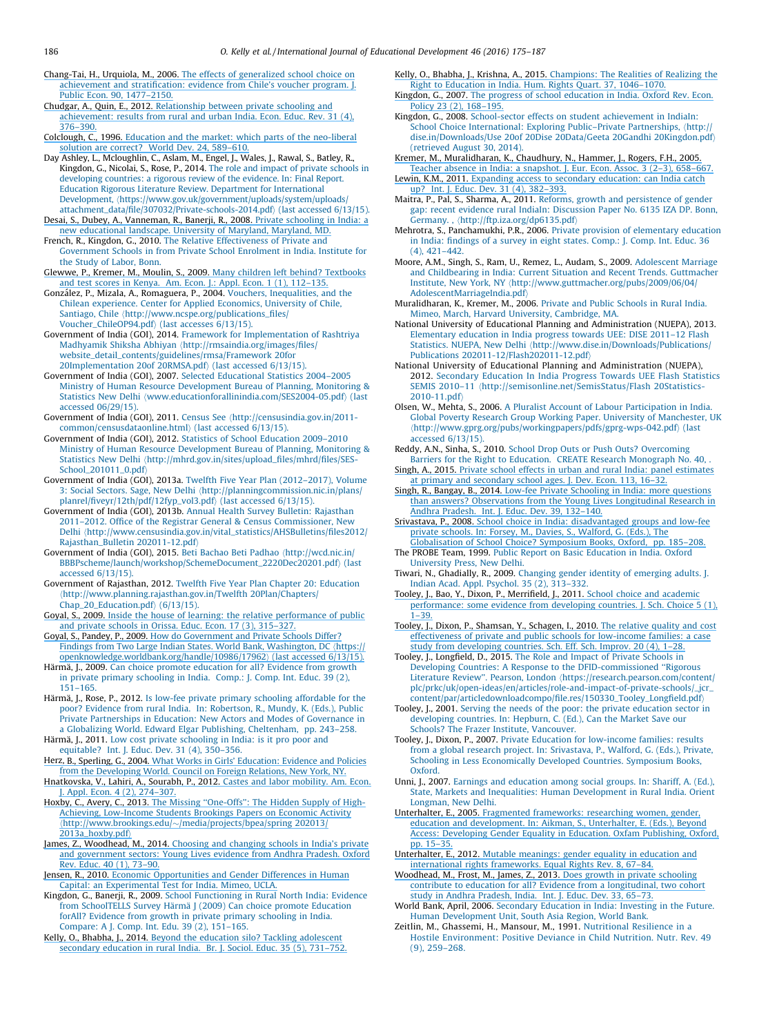Chang-Tai, H., Urquiola, M., 2006. The effects of generalized school choice on achievement and stratification: evidence from Chile's voucher program. J. Public Econ. 90, 1477–2150.

Chudgar, A., Quin, E., 2012. Relationship between private schooling and achievement: results from rural and urban India. Econ. Educ. Rev. 31 (4), 376–390.

Colclough, C., 1996. Education and the market: which parts of the neo-liberal solution are correct? World Dev. 24, 589–610.

Day Ashley, L., Mcloughlin, C., Aslam, M., Engel, J., Wales, J., Rawal, S., Batley, R., Kingdon, G., Nicolai, S., Rose, P., 2014. The role and impact of private schools in developing countries: a rigorous review of the evidence. In: Final Report. Education Rigorous Literature Review. Department for International Development, ⟨https://www.gov.uk/government/uploads/system/uploads/attachment_data/file/307032/Private-schools-2014.pdf⟩ (last accessed 6/13/15).

Desai, S., Dubey, A., Vanneman, R., Banerji, R., 2008. Private schooling in India: a new educational landscape. University of Maryland, Maryland, MD.

French, R., Kingdon, G., 2010. The Relative Effectiveness of Private and Government Schools in from Private School Enrolment in India. Institute for the Study of Labor, Bonn.

Glewwe, P., Kremer, M., Moulin, S., 2009. Many children left behind? Textbooks and test scores in Kenya. Am. Econ. J.: Appl. Econ. 1 (1), 112–135.

González, P., Mizala, A., Romaguera, P., 2004. Vouchers, Inequalities, and the Chilean experience. Center for Applied Economics, University of Chile, Santiago, Chile ⟨http://www.ncspe.org/publications_files/Voucher_ChileOP94.pdf⟩ (last accesses 6/13/15).

Government of India (GOI), 2014. Framework for Implementation of Rashtriya Madhyamik Shiksha Abhiyan ⟨http://rmsaindia.org/images/files/website_detail_contents/guidelines/rmsa/Framework 20for 20Implementation 20of 20RMSA.pdf⟩ (last accessed 6/13/15).

Government of India (GOI), 2007. Selected Educational Statistics 2004–2005 Ministry of Human Resource Development Bureau of Planning, Monitoring & Statistics New Delhi ⟨www.educationforallinindia.com/SES2004-05.pdf⟩ (last accessed 06/29/15).

Government of India (GOI), 2011. Census See ⟨http://censusindia.gov.in/2011-common/censusdataonline.html⟩ (last accessed 6/13/15).

Government of India (GOI), 2012. Statistics of School Education 2009–2010 Ministry of Human Resource Development Bureau of Planning, Monitoring & Statistics New Delhi ⟨http://mhrd.gov.in/sites/upload_files/mhrd/files/SES-School_201011_0.pdf⟩

Government of India (GOI), 2013a. Twelfth Five Year Plan (2012–2017), Volume 3: Social Sectors. Sage, New Delhi ⟨http://planningcommission.nic.in/plans/planrel/fiveyr/12th/pdf/12fyp_vol3.pdf⟩ (last accessed 6/13/15).

Government of India (GOI), 2013b. Annual Health Survey Bulletin: Rajasthan 2011–2012. Office of the Registrar General & Census Commissioner, New Delhi ⟨http://www.censusindia.gov.in/vital_statistics/AHSBulletins/files2012/Rajasthan_Bulletin 202011-12.pdf⟩

Government of India (GOI), 2015. Beti Bachao Beti Padhao ⟨http://wcd.nic.in/BBBPscheme/launch/workshop/SchemeDocument_2220Dec20201.pdf⟩ (last accessed 6/13/15).

Government of Rajasthan, 2012. Twelfth Five Year Plan Chapter 20: Education ⟨http://www.planning.rajasthan.gov.in/Twelfth 20Plan/Chapters/Chap_20_Education.pdf⟩ (6/13/15).

Goyal, S., 2009. Inside the house of learning: the relative performance of public and private schools in Orissa. Educ. Econ. 17 (3), 315–327.

Goyal, S., Pandey, P., 2009. How do Government and Private Schools Differ? Findings from Two Large Indian States. World Bank, Washington, DC ⟨https://openknowledge.worldbank.org/handle/10986/17962⟩ (last accessed 6/13/15).

Härmä, J., 2009. Can choice promote education for all? Evidence from growth in private primary schooling in India. Comp.: J. Comp. Int. Educ. 39 (2), 151–165.

Härmä, J., Rose, P., 2012. Is low-fee private primary schooling affordable for the poor? Evidence from rural India. In: Robertson, R., Mundy, K. (Eds.), Public Private Partnerships in Education: New Actors and Modes of Governance in a Globalizing World. Edward Elgar Publishing, Cheltenham, pp. 243–258.

Härmä, J., 2011. Low cost private schooling in India: is it pro poor and equitable? Int. J. Educ. Dev. 31 (4), 350–356.

Herz, B., Sperling, G., 2004. What Works in Girls' Education: Evidence and Policies from the Developing World. Council on Foreign Relations, New York, NY.

Hnatkovska, V., Lahiri, A., Sourabh, P., 2012. Castes and labor mobility. Am. Econ. J. Appl. Econ. 4 (2), 274–307.

Hoxby, C., Avery, C., 2013. The Missing "One-Offs": The Hidden Supply of High-Achieving, Low-Income Students Brookings Papers on Economic Activity ⟨http://www.brookings.edu/~/media/projects/bpea/spring 202013/2013a_hoxby.pdf⟩

James, Z., Woodhead, M., 2014. Choosing and changing schools in India's private and government sectors: Young Lives evidence from Andhra Pradesh. Oxford Rev. Educ. 40 (1), 73–90.

Jensen, R., 2010. Economic Opportunities and Gender Differences in Human Capital: an Experimental Test for India. Mimeo, UCLA.

Kingdon, G., Banerji, R., 2009. School Functioning in Rural North India: Evidence from SchoolTELLS Survey Härmä J (2009) Can choice promote Education forAll? Evidence from growth in private primary schooling in India. Compare: A J. Comp. Int. Edu. 39 (2), 151–165.

Kelly, O., Bhabha, J., 2014. Beyond the education silo? Tackling adolescent secondary education in rural India. Br. J. Sociol. Educ. 35 (5), 731–752.

Kelly, O., Bhabha, J., Krishna, A., 2015. Champions: The Realities of Realizing the Right to Education in India. Hum. Rights Quart. 37, 1046–1070.

Kingdon, G., 2007. The progress of school education in India. Oxford Rev. Econ. Policy 23 (2), 168–195.

Kingdon, G., 2008. School-sector effects on student achievement in IndiaIn: School Choice International: Exploring Public–Private Partnerships, ⟨http://dise.in/Downloads/Use 20of 20Dise 20Data/Geeta 20Gandhi 20Kingdon.pdf⟩ (retrieved August 30, 2014).

Kremer, M., Muralidharan, K., Chaudhury, N., Hammer, J., Rogers, F.H., 2005. Teacher absence in India: a snapshot. J. Eur. Econ. Assoc. 3 (2–3), 658–667.

Lewin, K.M., 2011. Expanding access to secondary education: can India catch up? Int. J. Educ. Dev. 31 (4), 382–393.

Maitra, P., Pal, S., Sharma, A., 2011. Reforms, growth and persistence of gender gap: recent evidence rural IndiaIn: Discussion Paper No. 6135 IZA DP. Bonn, Germany. , ⟨http://ftp.iza.org/dp6135.pdf⟩

Mehrotra, S., Panchamukhi, P.R., 2006. Private provision of elementary education in India: findings of a survey in eight states. Comp.: J. Comp. Int. Educ. 36 (4), 421–442.

Moore, A.M., Singh, S., Ram, U., Remez, L., Audam, S., 2009. Adolescent Marriage and Childbearing in India: Current Situation and Recent Trends. Guttmacher Institute, New York, NY ⟨http://www.guttmacher.org/pubs/2009/06/04/AdolescentMarriageIndia.pdf⟩

Muralidharan, K., Kremer, M., 2006. Private and Public Schools in Rural India. Mimeo, March, Harvard University, Cambridge, MA.

National University of Educational Planning and Administration (NUEPA), 2013. Elementary education in India progress towards UEE: DISE 2011–12 Flash Statistics. NUEPA, New Delhi ⟨http://www.dise.in/Downloads/Publications/Publications 202011-12/Flash202011-12.pdf⟩

National University of Educational Planning and Administration (NUEPA), 2012. Secondary Education In India Progress Towards UEE Flash Statistics SEMIS 2010–11 ⟨http://semisonline.net/SemisStatus/Flash 20Statistics-2010-11.pdf⟩

Olsen, W., Mehta, S., 2006. A Pluralist Account of Labour Participation in India. Global Poverty Research Group Working Paper. University of Manchester, UK ⟨http://www.gprg.org/pubs/workingpapers/pdfs/gprg-wps-042.pdf⟩ (last accessed 6/13/15).

Reddy, A.N., Sinha, S., 2010. School Drop Outs or Push Outs? Overcoming Barriers for the Right to Education. CREATE Research Monograph No. 40, .

Singh, A., 2015. Private school effects in urban and rural India: panel estimates at primary and secondary school ages. J. Dev. Econ. 113, 16–32.

Singh, R., Bangay, B., 2014. Low-fee Private Schooling in India: more questions than answers? Observations from the Young Lives Longitudinal Research in Andhra Pradesh. Int. J. Educ. Dev. 39, 132–140.

Srivastava, P., 2008. School choice in India: disadvantaged groups and low-fee private schools. In: Forsey, M., Davies, S., Walford, G. (Eds.), The Globalisation of School Choice? Symposium Books, Oxford, pp. 185–208.

The PROBE Team, 1999. Public Report on Basic Education in India. Oxford University Press, New Delhi.

Tiwari, N., Ghadially, R., 2009. Changing gender identity of emerging adults. J. Indian Acad. Appl. Psychol. 35 (2), 313–332.

Tooley, J., Bao, Y., Dixon, P., Merrifield, J., 2011. School choice and academic performance: some evidence from developing countries. J. Sch. Choice 5 (1), 1–39.

Tooley, J., Dixon, P., Shamsan, Y., Schagen, I., 2010. The relative quality and cost effectiveness of private and public schools for low-income families: a case study from developing countries. Sch. Eff. Sch. Improv. 20 (4), 1–28.

Tooley, J., Longfield, D., 2015. The Role and Impact of Private Schools in Developing Countries: A Response to the DFID-commissioned "Rigorous Literature Review". Pearson, London ⟨https://research.pearson.com/content/plc/prkc/uk/open-ideas/en/articles/role-and-impact-of-private-schools/_jcr_content/par/articledownloadcompo/file.res/150330_Tooley_Longfield.pdf⟩

Tooley, J., 2001. Serving the needs of the poor: the private education sector in developing countries. In: Hepburn, C. (Ed.), Can the Market Save our Schools? The Frazer Institute, Vancouver.

Tooley, J., Dixon, P., 2007. Private Education for low-income families: results from a global research project. In: Srivastava, P., Walford, G. (Eds.), Private, Schooling in Less Economically Developed Countries. Symposium Books, Oxford.

Unni, J., 2007. Earnings and education among social groups. In: Shariff, A. (Ed.), State, Markets and Inequalities: Human Development in Rural India. Orient Longman, New Delhi.

Unterhalter, E., 2005. Fragmented frameworks: researching women, gender, education and development. In: Aikman, S., Unterhalter, E. (Eds.), Beyond Access: Developing Gender Equality in Education. Oxfam Publishing, Oxford, pp. 15–35.

Unterhalter, E., 2012. Mutable meanings: gender equality in education and international rights frameworks. Equal Rights Rev. 8, 67–84.

Woodhead, M., Frost, M., James, Z., 2013. Does growth in private schooling contribute to education for all? Evidence from a longitudinal, two cohort study in Andhra Pradesh, India. Int. J. Educ. Dev. 33, 65–73.

World Bank, April, 2006. Secondary Education in India: Investing in the Future. Human Development Unit, South Asia Region, World Bank.

Zeitlin, M., Ghassemi, H., Mansour, M., 1991. Nutritional Resilience in a Hostile Environment: Positive Deviance in Child Nutrition. Nutr. Rev. 49 (9), 259–268.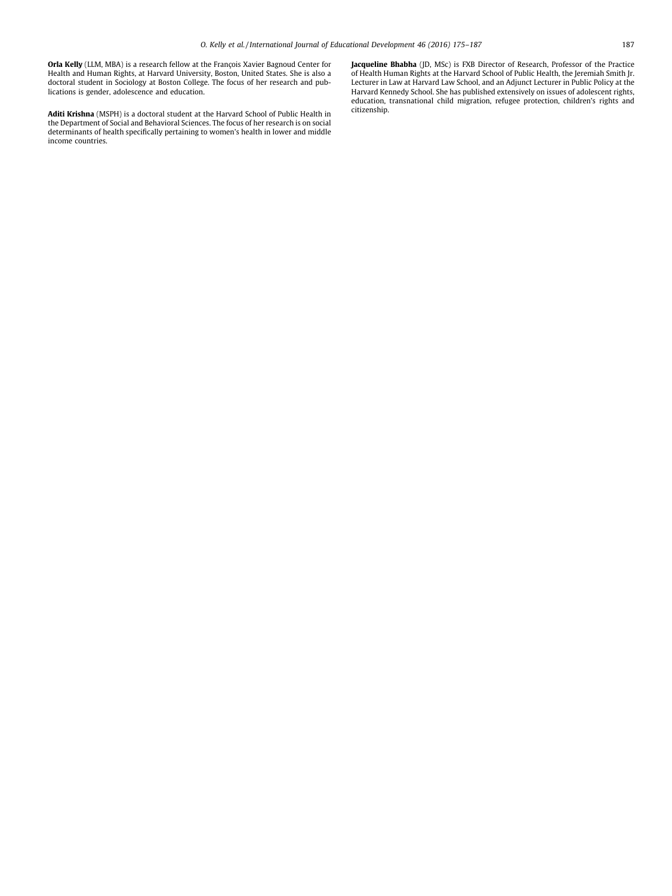**Orla Kelly** (LLM, MBA) is a research fellow at the François Xavier Bagnoud Center for Health and Human Rights, at Harvard University, Boston, United States. She is also a doctoral student in Sociology at Boston College. The focus of her research and publications is gender, adolescence and education.

**Aditi Krishna** (MSPH) is a doctoral student at the Harvard School of Public Health in the Department of Social and Behavioral Sciences. The focus of her research is on social determinants of health specifically pertaining to women's health in lower and middle income countries.

**Jacqueline Bhabha** (JD, MSc) is FXB Director of Research, Professor of the Practice of Health Human Rights at the Harvard School of Public Health, the Jeremiah Smith Jr. Lecturer in Law at Harvard Law School, and an Adjunct Lecturer in Public Policy at the Harvard Kennedy School. She has published extensively on issues of adolescent rights, education, transnational child migration, refugee protection, children's rights and citizenship.